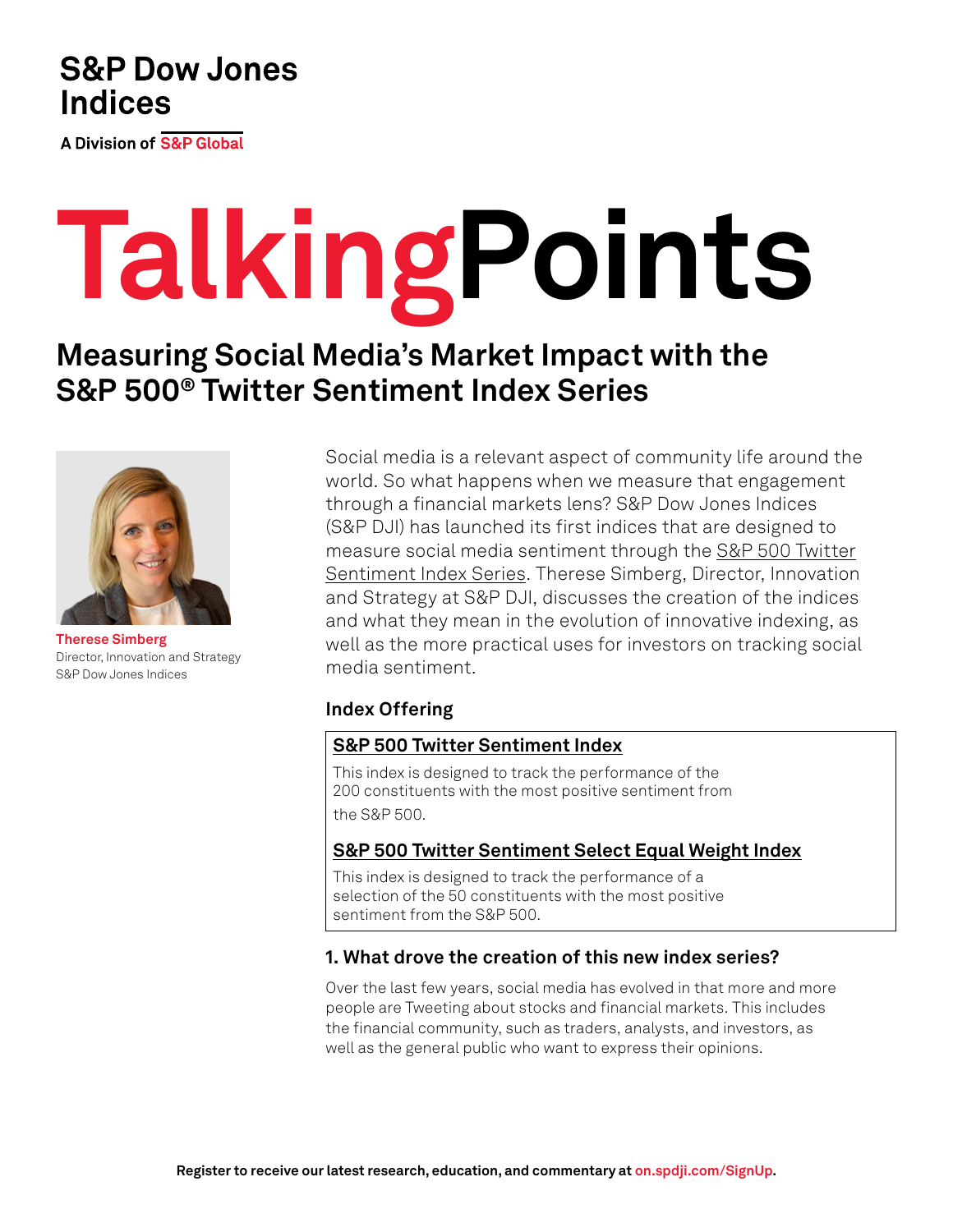S&P Dow Jones Indices

A Division of S&P Global

# TalkingPoints

## Measuring Social Media's Market Impact with the S&P 500® Twitter Sentiment Index Series

**Therese Simberg**
Director, Innovation and Strategy
S&P Dow Jones Indices

Social media is a relevant aspect of community life around the world. So what happens when we measure that engagement through a financial markets lens? S&P Dow Jones Indices (S&P DJI) has launched its first indices that are designed to measure social media sentiment through the S&P 500 Twitter Sentiment Index Series. Therese Simberg, Director, Innovation and Strategy at S&P DJI, discusses the creation of the indices and what they mean in the evolution of innovative indexing, as well as the more practical uses for investors on tracking social media sentiment.

### Index Offering

**S&P 500 Twitter Sentiment Index**

This index is designed to track the performance of the 200 constituents with the most positive sentiment from the S&P 500.

**S&P 500 Twitter Sentiment Select Equal Weight Index**

This index is designed to track the performance of a selection of the 50 constituents with the most positive sentiment from the S&P 500.

### 1. What drove the creation of this new index series?

Over the last few years, social media has evolved in that more and more people are Tweeting about stocks and financial markets. This includes the financial community, such as traders, analysts, and investors, as well as the general public who want to express their opinions.

Register to receive our latest research, education, and commentary at on.spdji.com/SignUp.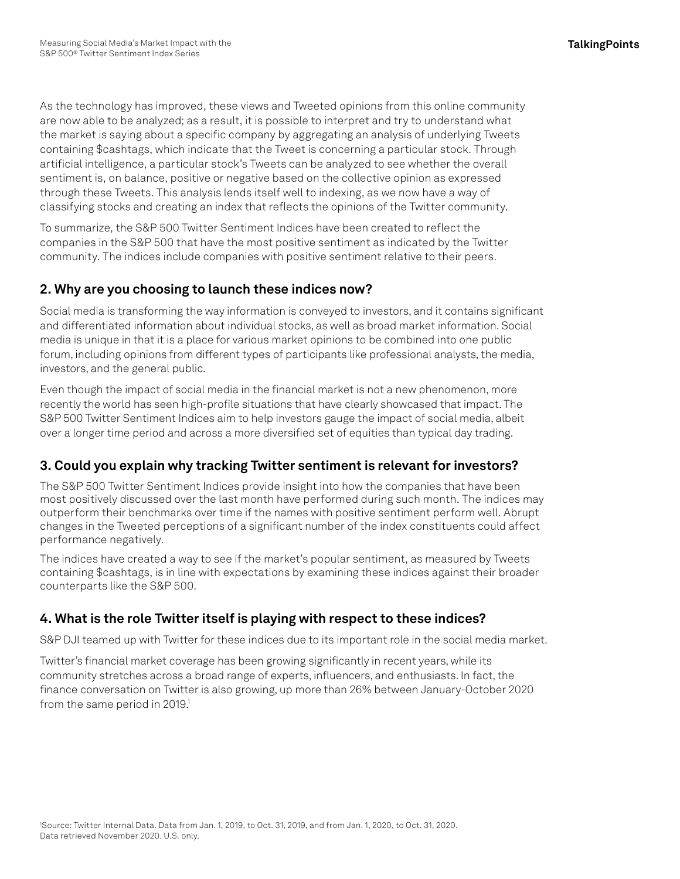As the technology has improved, these views and Tweeted opinions from this online community are now able to be analyzed; as a result, it is possible to interpret and try to understand what the market is saying about a specific company by aggregating an analysis of underlying Tweets containing $cashtags, which indicate that the Tweet is concerning a particular stock. Through artificial intelligence, a particular stock's Tweets can be analyzed to see whether the overall sentiment is, on balance, positive or negative based on the collective opinion as expressed through these Tweets. This analysis lends itself well to indexing, as we now have a way of classifying stocks and creating an index that reflects the opinions of the Twitter community.

To summarize, the S&P 500 Twitter Sentiment Indices have been created to reflect the companies in the S&P 500 that have the most positive sentiment as indicated by the Twitter community. The indices include companies with positive sentiment relative to their peers.

## 2. Why are you choosing to launch these indices now?

Social media is transforming the way information is conveyed to investors, and it contains significant and differentiated information about individual stocks, as well as broad market information. Social media is unique in that it is a place for various market opinions to be combined into one public forum, including opinions from different types of participants like professional analysts, the media, investors, and the general public.

Even though the impact of social media in the financial market is not a new phenomenon, more recently the world has seen high-profile situations that have clearly showcased that impact. The S&P 500 Twitter Sentiment Indices aim to help investors gauge the impact of social media, albeit over a longer time period and across a more diversified set of equities than typical day trading.

## 3. Could you explain why tracking Twitter sentiment is relevant for investors?

The S&P 500 Twitter Sentiment Indices provide insight into how the companies that have been most positively discussed over the last month have performed during such month. The indices may outperform their benchmarks over time if the names with positive sentiment perform well. Abrupt changes in the Tweeted perceptions of a significant number of the index constituents could affect performance negatively.

The indices have created a way to see if the market's popular sentiment, as measured by Tweets containing $cashtags, is in line with expectations by examining these indices against their broader counterparts like the S&P 500.

## 4. What is the role Twitter itself is playing with respect to these indices?

S&P DJI teamed up with Twitter for these indices due to its important role in the social media market.

Twitter's financial market coverage has been growing significantly in recent years, while its community stretches across a broad range of experts, influencers, and enthusiasts. In fact, the finance conversation on Twitter is also growing, up more than 26% between January-October 2020 from the same period in 2019.[1]

[1]Source: Twitter Internal Data. Data from Jan. 1, 2019, to Oct. 31, 2019, and from Jan. 1, 2020, to Oct. 31, 2020. Data retrieved November 2020. U.S. only.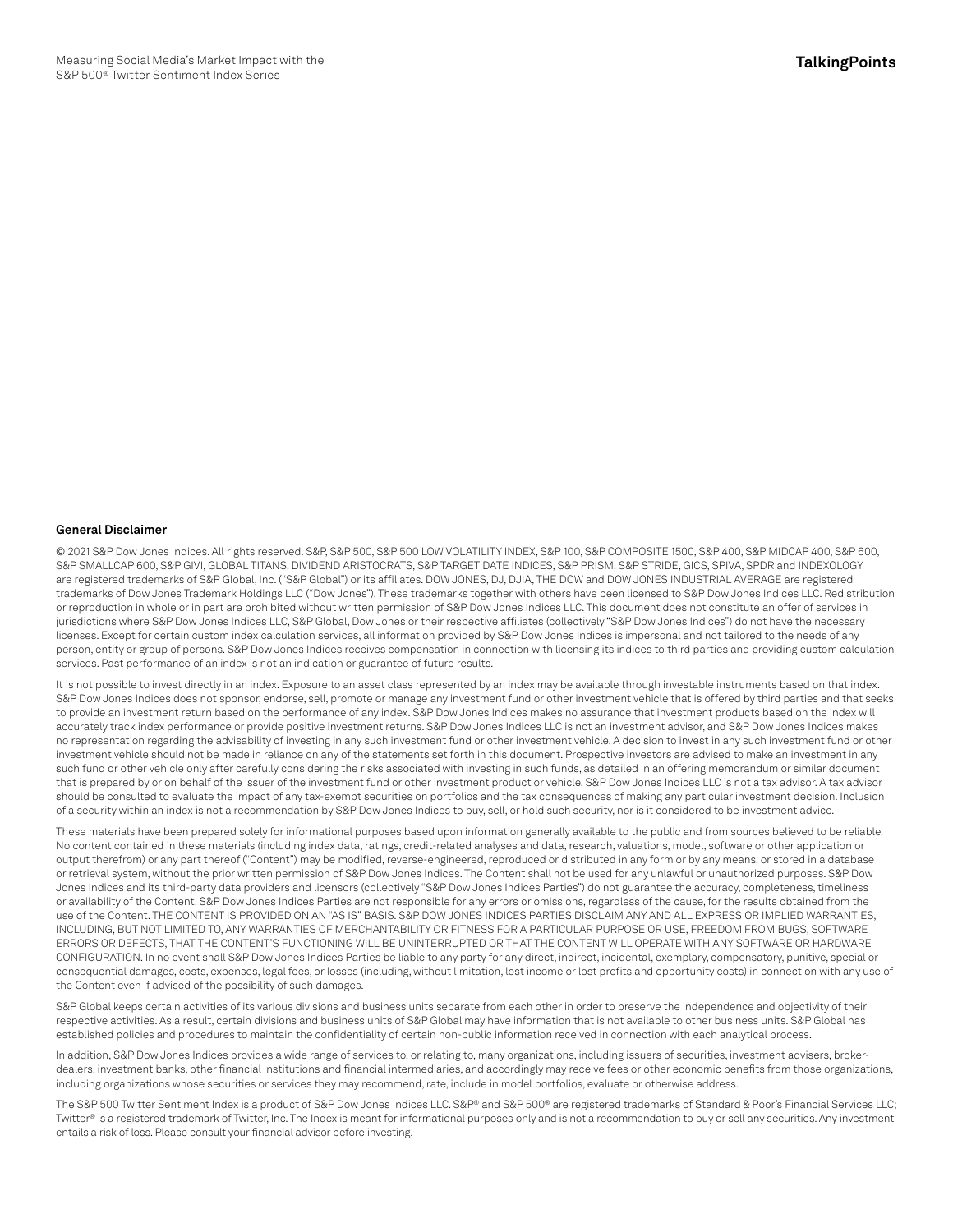## General Disclaimer

© 2021 S&P Dow Jones Indices. All rights reserved. S&P, S&P 500, S&P 500 LOW VOLATILITY INDEX, S&P 100, S&P COMPOSITE 1500, S&P 400, S&P MIDCAP 400, S&P 600, S&P SMALLCAP 600, S&P GIVI, GLOBAL TITANS, DIVIDEND ARISTOCRATS, S&P TARGET DATE INDICES, S&P PRISM, S&P STRIDE, GICS, SPIVA, SPDR and INDEXOLOGY are registered trademarks of S&P Global, Inc. ("S&P Global") or its affiliates. DOW JONES, DJ, DJIA, THE DOW and DOW JONES INDUSTRIAL AVERAGE are registered trademarks of Dow Jones Trademark Holdings LLC ("Dow Jones"). These trademarks together with others have been licensed to S&P Dow Jones Indices LLC. Redistribution or reproduction in whole or in part are prohibited without written permission of S&P Dow Jones Indices LLC. This document does not constitute an offer of services in jurisdictions where S&P Dow Jones Indices LLC, S&P Global, Dow Jones or their respective affiliates (collectively "S&P Dow Jones Indices") do not have the necessary licenses. Except for certain custom index calculation services, all information provided by S&P Dow Jones Indices is impersonal and not tailored to the needs of any person, entity or group of persons. S&P Dow Jones Indices receives compensation in connection with licensing its indices to third parties and providing custom calculation services. Past performance of an index is not an indication or guarantee of future results.

It is not possible to invest directly in an index. Exposure to an asset class represented by an index may be available through investable instruments based on that index. S&P Dow Jones Indices does not sponsor, endorse, sell, promote or manage any investment fund or other investment vehicle that is offered by third parties and that seeks to provide an investment return based on the performance of any index. S&P Dow Jones Indices makes no assurance that investment products based on the index will accurately track index performance or provide positive investment returns. S&P Dow Jones Indices LLC is not an investment advisor, and S&P Dow Jones Indices makes no representation regarding the advisability of investing in any such investment fund or other investment vehicle. A decision to invest in any such investment fund or other investment vehicle should not be made in reliance on any of the statements set forth in this document. Prospective investors are advised to make an investment in any such fund or other vehicle only after carefully considering the risks associated with investing in such funds, as detailed in an offering memorandum or similar document that is prepared by or on behalf of the issuer of the investment fund or other investment product or vehicle. S&P Dow Jones Indices LLC is not a tax advisor. A tax advisor should be consulted to evaluate the impact of any tax-exempt securities on portfolios and the tax consequences of making any particular investment decision. Inclusion of a security within an index is not a recommendation by S&P Dow Jones Indices to buy, sell, or hold such security, nor is it considered to be investment advice.

These materials have been prepared solely for informational purposes based upon information generally available to the public and from sources believed to be reliable. No content contained in these materials (including index data, ratings, credit-related analyses and data, research, valuations, model, software or other application or output therefrom) or any part thereof ("Content") may be modified, reverse-engineered, reproduced or distributed in any form or by any means, or stored in a database or retrieval system, without the prior written permission of S&P Dow Jones Indices. The Content shall not be used for any unlawful or unauthorized purposes. S&P Dow Jones Indices and its third-party data providers and licensors (collectively "S&P Dow Jones Indices Parties") do not guarantee the accuracy, completeness, timeliness or availability of the Content. S&P Dow Jones Indices Parties are not responsible for any errors or omissions, regardless of the cause, for the results obtained from the use of the Content. THE CONTENT IS PROVIDED ON AN "AS IS" BASIS. S&P DOW JONES INDICES PARTIES DISCLAIM ANY AND ALL EXPRESS OR IMPLIED WARRANTIES, INCLUDING, BUT NOT LIMITED TO, ANY WARRANTIES OF MERCHANTABILITY OR FITNESS FOR A PARTICULAR PURPOSE OR USE, FREEDOM FROM BUGS, SOFTWARE ERRORS OR DEFECTS, THAT THE CONTENT'S FUNCTIONING WILL BE UNINTERRUPTED OR THAT THE CONTENT WILL OPERATE WITH ANY SOFTWARE OR HARDWARE CONFIGURATION. In no event shall S&P Dow Jones Indices Parties be liable to any party for any direct, indirect, incidental, exemplary, compensatory, punitive, special or consequential damages, costs, expenses, legal fees, or losses (including, without limitation, lost income or lost profits and opportunity costs) in connection with any use of the Content even if advised of the possibility of such damages.

S&P Global keeps certain activities of its various divisions and business units separate from each other in order to preserve the independence and objectivity of their respective activities. As a result, certain divisions and business units of S&P Global may have information that is not available to other business units. S&P Global has established policies and procedures to maintain the confidentiality of certain non-public information received in connection with each analytical process.

In addition, S&P Dow Jones Indices provides a wide range of services to, or relating to, many organizations, including issuers of securities, investment advisers, broker-dealers, investment banks, other financial institutions and financial intermediaries, and accordingly may receive fees or other economic benefits from those organizations, including organizations whose securities or services they may recommend, rate, include in model portfolios, evaluate or otherwise address.

The S&P 500 Twitter Sentiment Index is a product of S&P Dow Jones Indices LLC. S&P® and S&P 500® are registered trademarks of Standard & Poor's Financial Services LLC; Twitter® is a registered trademark of Twitter, Inc. The Index is meant for informational purposes only and is not a recommendation to buy or sell any securities. Any investment entails a risk of loss. Please consult your financial advisor before investing.